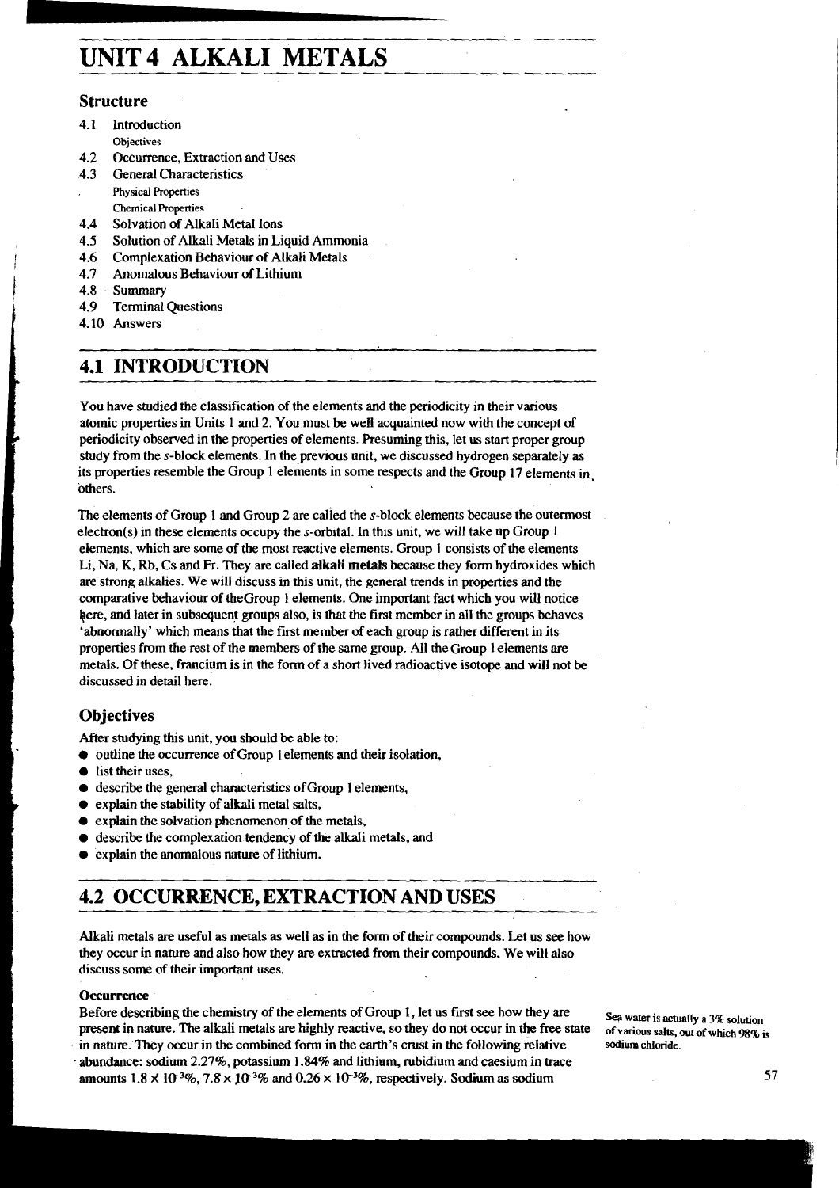# UNIT 4 ALKALI METALS

## Structure

4.1 Introduction
    Objectives
4.2 Occurrence, Extraction and Uses
4.3 General Characteristics
    Physical Properties
    Chemical Properties
4.4 Solvation of Alkali Metal Ions
4.5 Solution of Alkali Metals in Liquid Ammonia
4.6 Complexation Behaviour of Alkali Metals
4.7 Anomalous Behaviour of Lithium
4.8 Summary
4.9 Terminal Questions
4.10 Answers

## 4.1 INTRODUCTION

You have studied the classification of the elements and the periodicity in their various atomic properties in Units 1 and 2. You must be well acquainted now with the concept of periodicity observed in the properties of elements. Presuming this, let us start proper group study from the *s*-block elements. In the previous unit, we discussed hydrogen separately as its properties resemble the Group 1 elements in some respects and the Group 17 elements in others.

The elements of Group 1 and Group 2 are called the *s*-block elements because the outermost electron(s) in these elements occupy the *s*-orbital. In this unit, we will take up Group 1 elements, which are some of the most reactive elements. Group 1 consists of the elements Li, Na, K, Rb, Cs and Fr. They are called **alkali metals** because they form hydroxides which are strong alkalies. We will discuss in this unit, the general trends in properties and the comparative behaviour of theGroup 1 elements. One important fact which you will notice here, and later in subsequent groups also, is that the first member in all the groups behaves 'abnormally' which means that the first member of each group is rather different in its properties from the rest of the members of the same group. All the Group 1 elements are metals. Of these, francium is in the form of a short lived radioactive isotope and will not be discussed in detail here.

### Objectives

After studying this unit, you should be able to:

- outline the occurrence ofGroup 1 elements and their isolation,
- list their uses,
- describe the general characteristics ofGroup 1 elements,
- explain the stability of alkali metal salts,
- explain the solvation phenomenon of the metals,
- describe the complexation tendency of the alkali metals, and
- explain the anomalous nature of lithium.

## 4.2 OCCURRENCE, EXTRACTION AND USES

Alkali metals are useful as metals as well as in the form of their compounds. Let us see how they occur in nature and also how they are extracted from their compounds. We will also discuss some of their important uses.

**Occurrence**

Before describing the chemistry of the elements of Group 1, let us first see how they are present in nature. The alkali metals are highly reactive, so they do not occur in the free state in nature. They occur in the combined form in the earth's crust in the following relative abundance: sodium 2.27%, potassium 1.84% and lithium, rubidium and caesium in trace amounts $1.8 \times 10^{-3}$%, $7.8 \times 10^{-3}$% and $0.26 \times 10^{-3}$%, respectively. Sodium as sodium

Sea water is actually a 3% solution of various salts, out of which 98% is sodium chloride.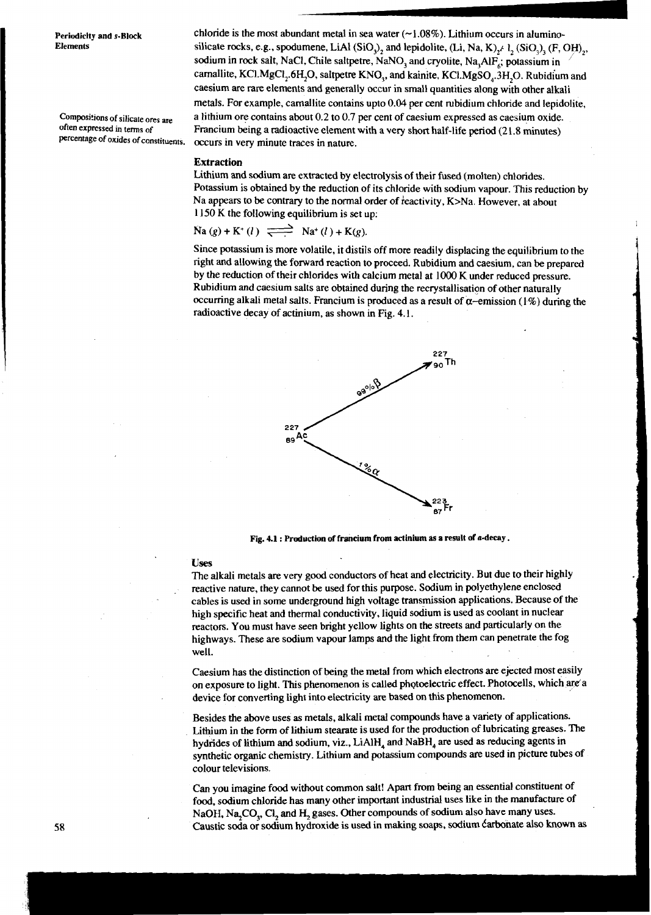chloride is the most abundant metal in sea water (~1.08%). Lithium occurs in alumino-silicate rocks, e.g., spodumene, $LiAl(SiO_3)_2$ and lepidolite, $(Li, Na, K)_2Al_2(SiO_3)_3(F, OH)_2$, sodium in rock salt, NaCl, Chile saltpetre, $NaNO_3$ and cryolite, $Na_3AlF_6$; potassium in carnallite, $KCl.MgCl_2.6H_2O$, saltpetre $KNO_3$, and kainite, $KCl.MgSO_4.3H_2O$. Rubidium and caesium are rare elements and generally occur in small quantities along with other alkali metals. For example, carnallite contains upto 0.04 per cent rubidium chloride and lepidolite, a lithium ore contains about 0.2 to 0.7 per cent of caesium expressed as caesium oxide. Francium being a radioactive element with a very short half-life period (21.8 minutes) occurs in very minute traces in nature.

Compositions of silicate ores are often expressed in terms of percentage of oxides of constituents.

### Extraction

Lithium and sodium are extracted by electrolysis of their fused (molten) chlorides. Potassium is obtained by the reduction of its chloride with sodium vapour. This reduction by Na appears to be contrary to the normal order of reactivity, K>Na. However, at about 1150 K the following equilibrium is set up:

$$Na(g) + K^+(l) \rightleftharpoons Na^+(l) + K(g).$$

Since potassium is more volatile, it distils off more readily displacing the equilibrium to the right and allowing the forward reaction to proceed. Rubidium and caesium, can be prepared by the reduction of their chlorides with calcium metal at 1000 K under reduced pressure. Rubidium and caesium salts are obtained during the recrystallisation of other naturally occurring alkali metal salts. Francium is produced as a result of α–emission (1%) during the radioactive decay of actinium, as shown in Fig. 4.1.

$$^{227}_{89}Ac \xrightarrow{99\%\ \beta} {}^{227}_{90}Th$$

$$^{227}_{89}Ac \xrightarrow{1\%\ \alpha} {}^{223}_{87}Fr$$

**Fig. 4.1 : Production of francium from actinium as a result of α-decay.**

### Uses

The alkali metals are very good conductors of heat and electricity. But due to their highly reactive nature, they cannot be used for this purpose. Sodium in polyethylene enclosed cables is used in some underground high voltage transmission applications. Because of the high specific heat and thermal conductivity, liquid sodium is used as coolant in nuclear reactors. You must have seen bright yellow lights on the streets and particularly on the highways. These are sodium vapour lamps and the light from them can penetrate the fog well.

Caesium has the distinction of being the metal from which electrons are ejected most easily on exposure to light. This phenomenon is called photoelectric effect. Photocells, which are a device for converting light into electricity are based on this phenomenon.

Besides the above uses as metals, alkali metal compounds have a variety of applications. Lithium in the form of lithium stearate is used for the production of lubricating greases. The hydrides of lithium and sodium, viz., $LiAlH_4$ and $NaBH_4$ are used as reducing agents in synthetic organic chemistry. Lithium and potassium compounds are used in picture tubes of colour televisions.

Can you imagine food without common salt! Apart from being an essential constituent of food, sodium chloride has many other important industrial uses like in the manufacture of NaOH, $Na_2CO_3$, $Cl_2$ and $H_2$ gases. Other compounds of sodium also have many uses. Caustic soda or sodium hydroxide is used in making soaps, sodium carbonate also known as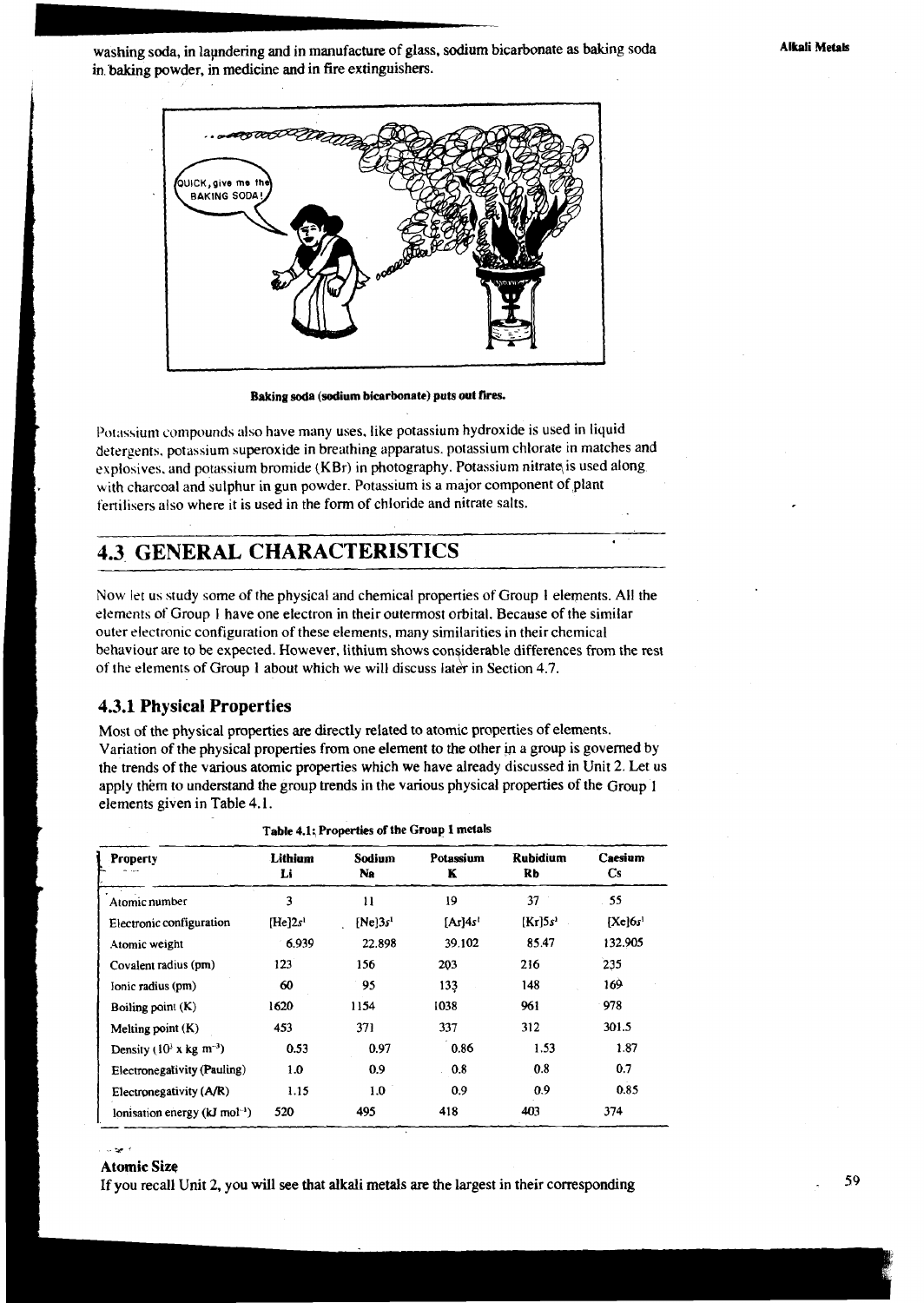washing soda, in laundering and in manufacture of glass, sodium bicarbonate as baking soda in baking powder, in medicine and in fire extinguishers.

Baking soda (sodium bicarbonate) puts out fires.

Potassium compounds also have many uses, like potassium hydroxide is used in liquid detergents, potassium superoxide in breathing apparatus, potassium chlorate in matches and explosives, and potassium bromide (KBr) in photography. Potassium nitrate is used along with charcoal and sulphur in gun powder. Potassium is a major component of plant fertilisers also where it is used in the form of chloride and nitrate salts.

## 4.3 GENERAL CHARACTERISTICS

Now let us study some of the physical and chemical properties of Group 1 elements. All the elements of Group 1 have one electron in their outermost orbital. Because of the similar outer electronic configuration of these elements, many similarities in their chemical behaviour are to be expected. However, lithium shows considerable differences from the rest of the elements of Group 1 about which we will discuss later in Section 4.7.

### 4.3.1 Physical Properties

Most of the physical properties are directly related to atomic properties of elements. Variation of the physical properties from one element to the other in a group is governed by the trends of the various atomic properties which we have already discussed in Unit 2. Let us apply them to understand the group trends in the various physical properties of the Group 1 elements given in Table 4.1.

**Table 4.1: Properties of the Group 1 metals**

| Property | Lithium Li | Sodium Na | Potassium K | Rubidium Rb | Caesium Cs |
|---|---|---|---|---|---|
| Atomic number | 3 | 11 | 19 | 37 | 55 |
| Electronic configuration | $[He]2s^1$ | $[Ne]3s^1$ | $[Ar]4s^1$ | $[Kr]5s^1$ | $[Xe]6s^1$ |
| Atomic weight | 6.939 | 22.898 | 39.102 | 85.47 | 132.905 |
| Covalent radius (pm) | 123 | 156 | 203 | 216 | 235 |
| Ionic radius (pm) | 60 | 95 | 133 | 148 | 169 |
| Boiling point (K) | 1620 | 1154 | 1038 | 961 | 978 |
| Melting point (K) | 453 | 371 | 337 | 312 | 301.5 |
| Density ($10^3$ x kg $m^{-3}$) | 0.53 | 0.97 | 0.86 | 1.53 | 1.87 |
| Electronegativity (Pauling) | 1.0 | 0.9 | 0.8 | 0.8 | 0.7 |
| Electronegativity (A/R) | 1.15 | 1.0 | 0.9 | 0.9 | 0.85 |
| Ionisation energy (kJ $mol^{-1}$) | 520 | 495 | 418 | 403 | 374 |

**Atomic Size**

If you recall Unit 2, you will see that alkali metals are the largest in their corresponding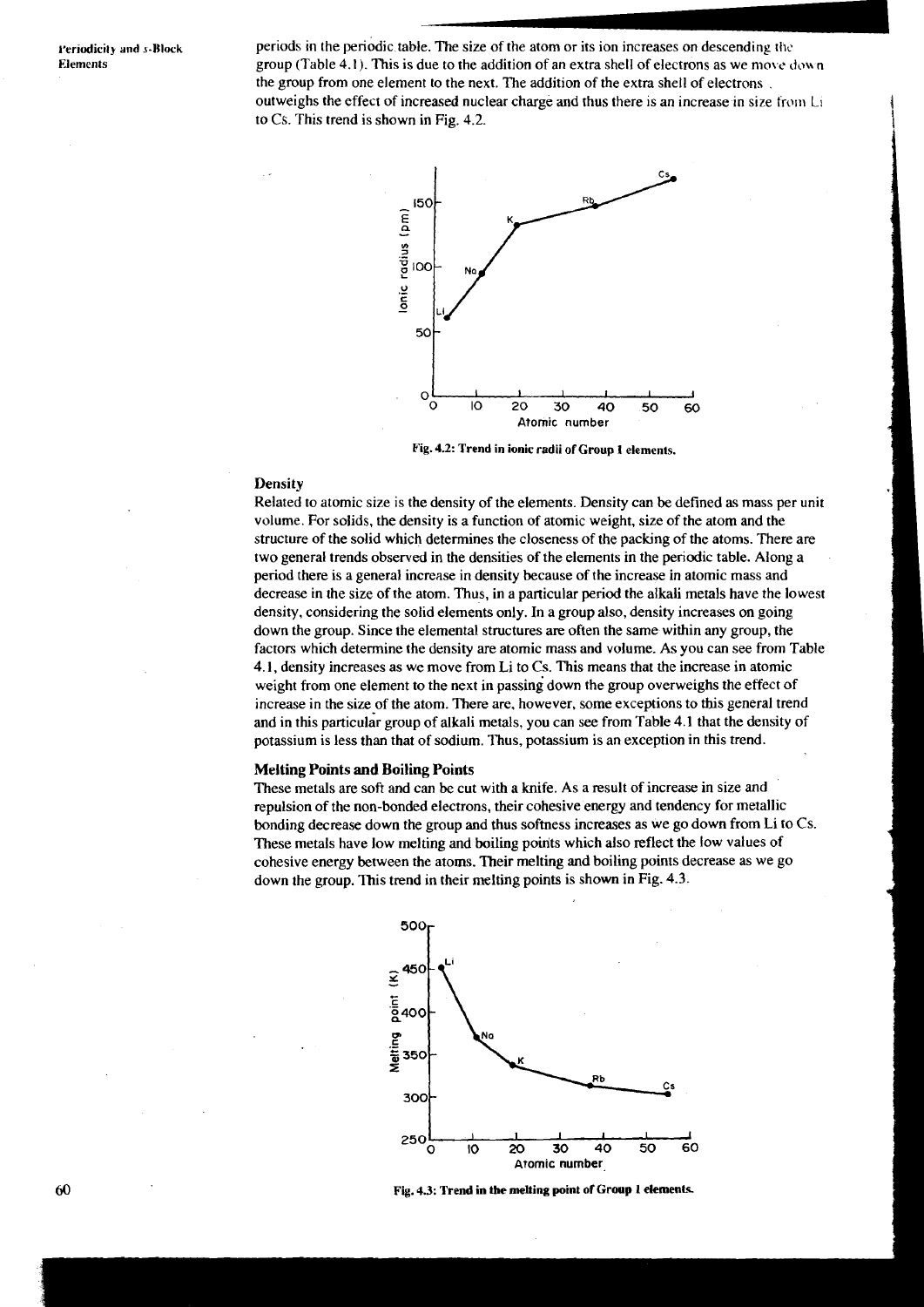periods in the periodic table. The size of the atom or its ion increases on descending the group (Table 4.1). This is due to the addition of an extra shell of electrons as we move down the group from one element to the next. The addition of the extra shell of electrons outweighs the effect of increased nuclear charge and thus there is an increase in size from Li to Cs. This trend is shown in Fig. 4.2.

Fig. 4.2: Trend in ionic radii of Group 1 elements.

### Density

Related to atomic size is the density of the elements. Density can be defined as mass per unit volume. For solids, the density is a function of atomic weight, size of the atom and the structure of the solid which determines the closeness of the packing of the atoms. There are two general trends observed in the densities of the elements in the periodic table. Along a period there is a general increase in density because of the increase in atomic mass and decrease in the size of the atom. Thus, in a particular period the alkali metals have the lowest density, considering the solid elements only. In a group also, density increases on going down the group. Since the elemental structures are often the same within any group, the factors which determine the density are atomic mass and volume. As you can see from Table 4.1, density increases as we move from Li to Cs. This means that the increase in atomic weight from one element to the next in passing down the group overweighs the effect of increase in the size of the atom. There are, however, some exceptions to this general trend and in this particular group of alkali metals, you can see from Table 4.1 that the density of potassium is less than that of sodium. Thus, potassium is an exception in this trend.

### Melting Points and Boiling Points

These metals are soft and can be cut with a knife. As a result of increase in size and repulsion of the non-bonded electrons, their cohesive energy and tendency for metallic bonding decrease down the group and thus softness increases as we go down from Li to Cs. These metals have low melting and boiling points which also reflect the low values of cohesive energy between the atoms. Their melting and boiling points decrease as we go down the group. This trend in their melting points is shown in Fig. 4.3.

Fig. 4.3: Trend in the melting point of Group 1 elements.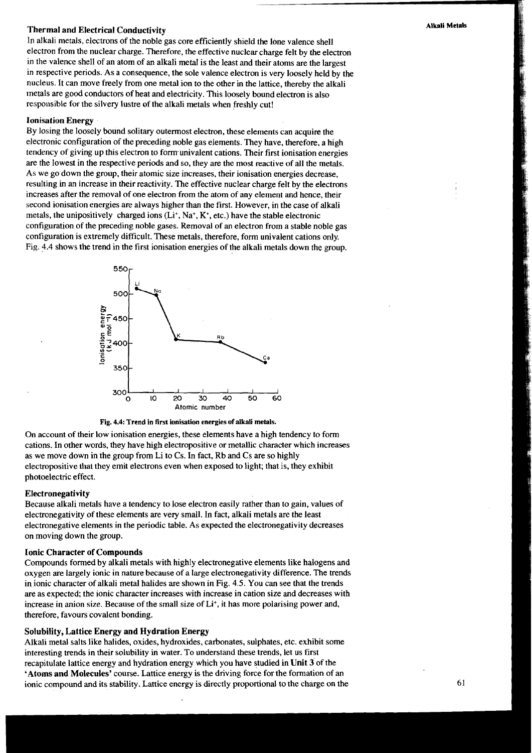### Thermal and Electrical Conductivity

In alkali metals, electrons of the noble gas core efficiently shield the lone valence shell electron from the nuclear charge. Therefore, the effective nuclear charge felt by the electron in the valence shell of an atom of an alkali metal is the least and their atoms are the largest in respective periods. As a consequence, the sole valence electron is very loosely held by the nucleus. It can move freely from one metal ion to the other in the lattice, thereby the alkali metals are good conductors of heat and electricity. This loosely bound electron is also responsible for the silvery lustre of the alkali metals when freshly cut!

### Ionisation Energy

By losing the loosely bound solitary outermost electron, these elements can acquire the electronic configuration of the preceding noble gas elements. They have, therefore, a high tendency of giving up this electron to form univalent cations. Their first ionisation energies are the lowest in the respective periods and so, they are the most reactive of all the metals. As we go down the group, their atomic size increases, their ionisation energies decrease, resulting in an increase in their reactivity. The effective nuclear charge felt by the electrons increases after the removal of one electron from the atom of any element and hence, their second ionisation energies are always higher than the first. However, in the case of alkali metals, the unipositively charged ions ($Li^+$, $Na^+$, $K^+$, etc.) have the stable electronic configuration of the preceding noble gases. Removal of an electron from a stable noble gas configuration is extremely difficult. These metals, therefore, form univalent cations only. Fig. 4.4 shows the trend in the first ionisation energies of the alkali metals down the group.

Fig. 4.4: Trend in first ionisation energies of alkali metals.

On account of their low ionisation energies, these elements have a high tendency to form cations. In other words, they have high electropositive or metallic character which increases as we move down in the group from Li to Cs. In fact, Rb and Cs are so highly electropositive that they emit electrons even when exposed to light; that is, they exhibit photoelectric effect.

### Electronegativity

Because alkali metals have a tendency to lose electron easily rather than to gain, values of electronegativity of these elements are very small. In fact, alkali metals are the least electronegative elements in the periodic table. As expected the electronegativity decreases on moving down the group.

### Ionic Character of Compounds

Compounds formed by alkali metals with highly electronegative elements like halogens and oxygen are largely ionic in nature because of a large electronegativity difference. The trends in ionic character of alkali metal halides are shown in Fig. 4.5. You can see that the trends are as expected; the ionic character increases with increase in cation size and decreases with increase in anion size. Because of the small size of $Li^+$, it has more polarising power and, therefore, favours covalent bonding.

### Solubility, Lattice Energy and Hydration Energy

Alkali metal salts like halides, oxides, hydroxides, carbonates, sulphates, etc. exhibit some interesting trends in their solubility in water. To understand these trends, let us first recapitulate lattice energy and hydration energy which you have studied in **Unit 3** of the **'Atoms and Molecules'** course. Lattice energy is the driving force for the formation of an ionic compound and its stability. Lattice energy is directly proportional to the charge on the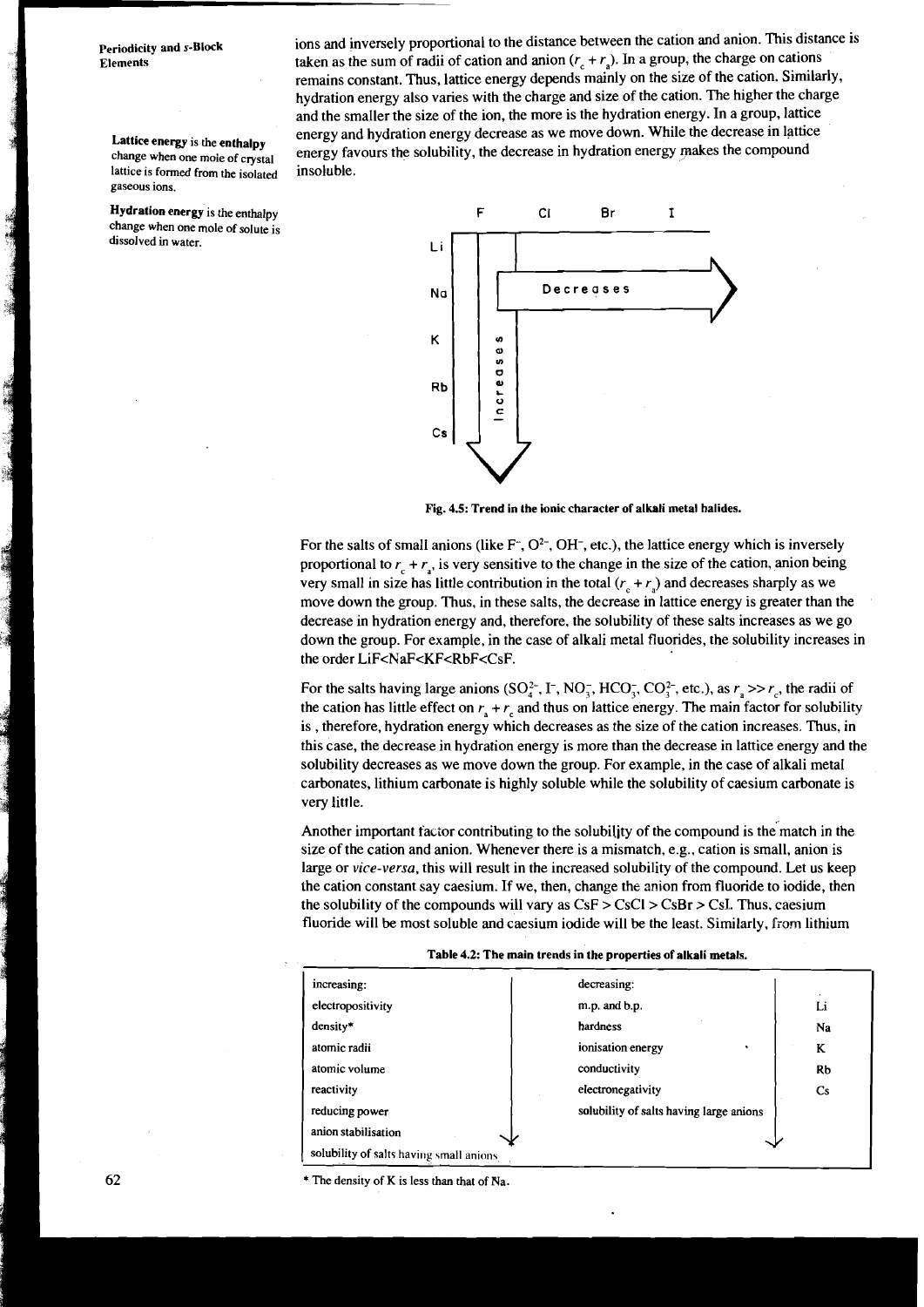ions and inversely proportional to the distance between the cation and anion. This distance is taken as the sum of radii of cation and anion ($r_c + r_a$). In a group, the charge on cations remains constant. Thus, lattice energy depends mainly on the size of the cation. Similarly, hydration energy also varies with the charge and size of the cation. The higher the charge and the smaller the size of the ion, the more is the hydration energy. In a group, lattice energy and hydration energy decrease as we move down. While the decrease in lattice energy favours the solubility, the decrease in hydration energy makes the compound insoluble.

**Lattice energy** is the **enthalpy** change when one mole of crystal lattice is formed from the isolated gaseous ions.

**Hydration energy** is the enthalpy change when one mole of solute is dissolved in water.

F Cl Br I

Li Na K Rb Cs

Decreases

Increases

**Fig. 4.5: Trend in the ionic character of alkali metal halides.**

For the salts of small anions (like $F^-$, $O^{2-}$, $OH^-$, etc.), the lattice energy which is inversely proportional to $r_c + r_a$, is very sensitive to the change in the size of the cation, anion being very small in size has little contribution in the total ($r_c + r_a$) and decreases sharply as we move down the group. Thus, in these salts, the decrease in lattice energy is greater than the decrease in hydration energy and, therefore, the solubility of these salts increases as we go down the group. For example, in the case of alkali metal fluorides, the solubility increases in the order LiF<NaF<KF<RbF<CsF.

For the salts having large anions ($SO_4^{2-}$, $I^-$, $NO_3^-$, $HCO_3^-$, $CO_3^{2-}$, etc.), as $r_a >> r_c$, the radii of the cation has little effect on $r_a + r_c$ and thus on lattice energy. The main factor for solubility is , therefore, hydration energy which decreases as the size of the cation increases. Thus, in this case, the decrease in hydration energy is more than the decrease in lattice energy and the solubility decreases as we move down the group. For example, in the case of alkali metal carbonates, lithium carbonate is highly soluble while the solubility of caesium carbonate is very little.

Another important factor contributing to the solubility of the compound is the match in the size of the cation and anion. Whenever there is a mismatch, e.g., cation is small, anion is large or *vice-versa*, this will result in the increased solubility of the compound. Let us keep the cation constant say caesium. If we, then, change the anion from fluoride to iodide, then the solubility of the compounds will vary as CsF > CsCl > CsBr > CsI. Thus, caesium fluoride will be most soluble and caesium iodide will be the least. Similarly, from lithium

**Table 4.2: The main trends in the properties of alkali metals.**

| increasing: | decreasing: | |
|---|---|---|
| electropositivity | m.p. and b.p. | Li |
| density* | hardness | Na |
| atomic radii | ionisation energy | K |
| atomic volume | conductivity | Rb |
| reactivity | electronegativity | Cs |
| reducing power | solubility of salts having large anions | |
| anion stabilisation | | |
| solubility of salts having small anions | | |

* The density of K is less than that of Na.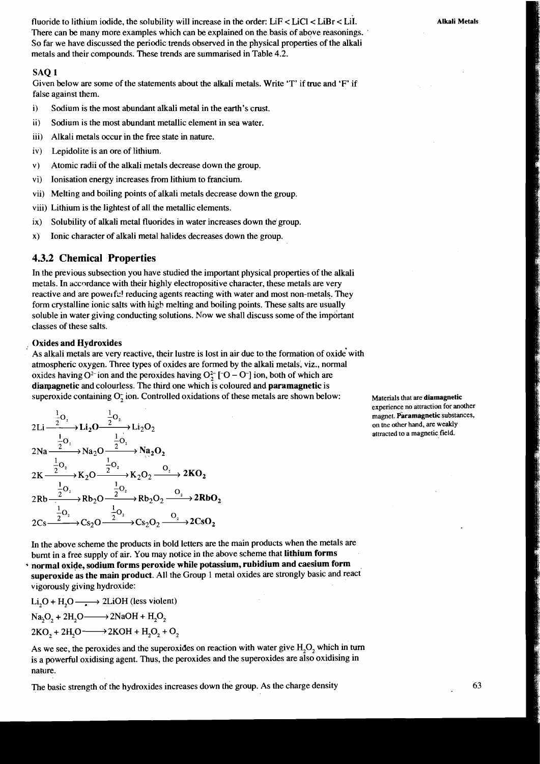fluoride to lithium iodide, the solubility will increase in the order: LiF < LiCl < LiBr < LiI. There can be many more examples which can be explained on the basis of above reasonings. So far we have discussed the periodic trends observed in the physical properties of the alkali metals and their compounds. These trends are summarised in Table 4.2.

### SAQ 1

Given below are some of the statements about the alkali metals. Write 'T' if true and 'F' if false against them.

i) Sodium is the most abundant alkali metal in the earth's crust.

ii) Sodium is the most abundant metallic element in sea water.

iii) Alkali metals occur in the free state in nature.

iv) Lepidolite is an ore of lithium.

v) Atomic radii of the alkali metals decrease down the group.

vi) Ionisation energy increases from lithium to francium.

vii) Melting and boiling points of alkali metals decrease down the group.

viii) Lithium is the lightest of all the metallic elements.

ix) Solubility of alkali metal fluorides in water increases down the group.

x) Ionic character of alkali metal halides decreases down the group.

## 4.3.2 Chemical Properties

In the previous subsection you have studied the important physical properties of the alkali metals. In accordance with their highly electropositive character, these metals are very reactive and are powerful reducing agents reacting with water and most non-metals. They form crystalline ionic salts with high melting and boiling points. These salts are usually soluble in water giving conducting solutions. Now we shall discuss some of the important classes of these salts.

### Oxides and Hydroxides

As alkali metals are very reactive, their lustre is lost in air due to the formation of oxide with atmospheric oxygen. Three types of oxides are formed by the alkali metals, viz., normal oxides having $O^{2-}$ ion and the peroxides having $O_2^{2-}$ $[^-O - O^-]$ ion, both of which are **diamagnetic** and colourless. The third one which is coloured and **paramagnetic** is superoxide containing $O_2^-$ ion. Controlled oxidations of these metals are shown below:

Materials that are **diamagnetic** experience no attraction for another magnet. **Paramagnetic** substances, on the other hand, are weakly attracted to a magnetic field.

$$2Li \xrightarrow{\frac{1}{2}O_2} \mathbf{Li_2O} \xrightarrow{\frac{1}{2}O_2} Li_2O_2$$

$$2Na \xrightarrow{\frac{1}{2}O_2} Na_2O \xrightarrow{\frac{1}{2}O_2} \mathbf{Na_2O_2}$$

$$2K \xrightarrow{\frac{1}{2}O_2} K_2O \xrightarrow{\frac{1}{2}O_2} K_2O_2 \xrightarrow{O_2} \mathbf{2KO_2}$$

$$2Rb \xrightarrow{\frac{1}{2}O_2} Rb_2O \xrightarrow{\frac{1}{2}O_2} Rb_2O_2 \xrightarrow{O_2} \mathbf{2RbO_2}$$

$$2Cs \xrightarrow{\frac{1}{2}O_2} Cs_2O \xrightarrow{\frac{1}{2}O_2} Cs_2O_2 \xrightarrow{O_2} \mathbf{2CsO_2}$$

In the above scheme the products in bold letters are the main products when the metals are burnt in a free supply of air. You may notice in the above scheme that **lithium forms normal oxide, sodium forms peroxide while potassium, rubidium and caesium form superoxide as the main product**. All the Group 1 metal oxides are strongly basic and react vigorously giving hydroxide:

$$Li_2O + H_2O \longrightarrow 2LiOH \text{ (less violent)}$$

$$Na_2O_2 + 2H_2O \longrightarrow 2NaOH + H_2O_2$$

$$2KO_2 + 2H_2O \longrightarrow 2KOH + H_2O_2 + O_2$$

As we see, the peroxides and the superoxides on reaction with water give $H_2O_2$ which in turn is a powerful oxidising agent. Thus, the peroxides and the superoxides are also oxidising in nature.

The basic strength of the hydroxides increases down the group. As the charge density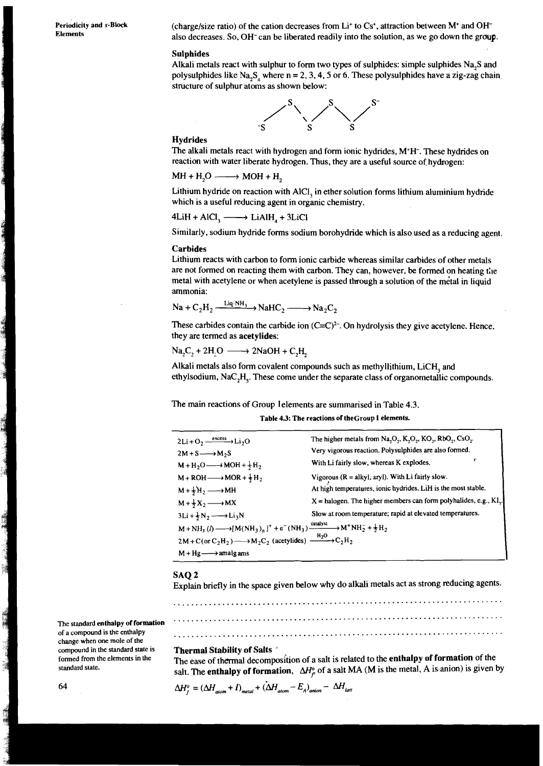(charge/size ratio) of the cation decreases from $Li^+$ to $Cs^+$, attraction between $M^+$ and $OH^-$ also decreases. So, $OH^-$ can be liberated readily into the solution, as we go down the group.

### Sulphides

Alkali metals react with sulphur to form two types of sulphides: simple sulphides $Na_2S$ and polysulphides like $Na_2S_n$ where n = 2, 3, 4, 5 or 6. These polysulphides have a zig-zag chain structure of sulphur atoms as shown below:

$$^{-}S - S - S - S - S^{-}$$

### Hydrides

The alkali metals react with hydrogen and form ionic hydrides, $M^+H^-$. These hydrides on reaction with water liberate hydrogen. Thus, they are a useful source of hydrogen:

$$MH + H_2O \longrightarrow MOH + H_2$$

Lithium hydride on reaction with $AlCl_3$ in ether solution forms lithium aluminium hydride which is a useful reducing agent in organic chemistry.

$$4LiH + AlCl_3 \longrightarrow LiAlH_4 + 3LiCl$$

Similarly, sodium hydride forms sodium borohydride which is also used as a reducing agent.

### Carbides

Lithium reacts with carbon to form ionic carbide whereas similar carbides of other metals are not formed on reacting them with carbon. They can, however, be formed on heating the metal with acetylene or when acetylene is passed through a solution of the metal in liquid ammonia:

$$Na + C_2H_2 \xrightarrow{\text{Liq NH}_3} NaHC_2 \longrightarrow Na_2C_2$$

These carbides contain the carbide ion $(C\equiv C)^{2-}$. On hydrolysis they give acetylene. Hence, they are termed as **acetylides**:

$$Na_2C_2 + 2H_2O \longrightarrow 2NaOH + C_2H_2$$

Alkali metals also form covalent compounds such as methyllithium, $LiCH_3$ and ethylsodium, $NaC_2H_5$. These come under the separate class of organometallic compounds.

The main reactions of Group 1elements are summarised in Table 4.3.

**Table 4.3: The reactions of theGroup 1 elements.**

| Reaction | Comment |
|---|---|
| $2Li + O_2 \xrightarrow{\text{excess}} Li_2O$ | The higher metals from $Na_2O_2$, $K_2O_2$, $KO_2$, $RbO_2$, $CsO_2$. |
| $2M + S \longrightarrow M_2S$ | Very vigorous reaction. Polysulphides are also formed. |
| $M + H_2O \longrightarrow MOH + \frac{1}{2}H_2$ | With Li fairly slow, whereas K explodes. |
| $M + ROH \longrightarrow MOR + \frac{1}{2}H_2$ | Vigorous (R = alkyl, aryl). With Li fairly slow. |
| $M + \frac{1}{2}H_2 \longrightarrow MH$ | At high temperatures, ionic hydrides. LiH is the most stable. |
| $M + \frac{1}{2}X_2 \longrightarrow MX$ | X = halogen. The higher members can form polyhalides, e.g., $KI_3$. |
| $3Li + \frac{1}{2}N_2 \longrightarrow Li_3N$ | Slow at room temperature; rapid at elevated temperatures. |
| $M + NH_3\,(l) \longrightarrow [M(NH_3)_n]^+ + e^-(NH_3) \xrightarrow{\text{catalyst}} M^+NH_2^- + \frac{1}{2}H_2$ | |
| $2M + C(\text{or } C_2H_2) \longrightarrow M_2C_2 \text{ (acetylides)} \xrightarrow{H_2O} C_2H_2$ | |
| $M + Hg \longrightarrow \text{amalgams}$ | |

### SAQ 2

Explain briefly in the space given below why do alkali metals act as strong reducing agents.

..........................................................................................

..........................................................................................

..........................................................................................

The standard **enthalpy of formation** of a compound is the enthalpy change when one mole of the compound in the standard state is formed from the elements in their standard state.

### Thermal Stability of Salts

The ease of thermal decomposition of a salt is related to the **enthalpy of formation** of the salt. The **enthalpy of formation**, $\Delta H_f^o$ of a salt MA (M is the metal, A is anion) is given by

$$\Delta H_f^o = (\Delta H_{atom} + I)_{metal} + (\Delta H_{atom} - E_A)_{anion} - \Delta H_{latt}$$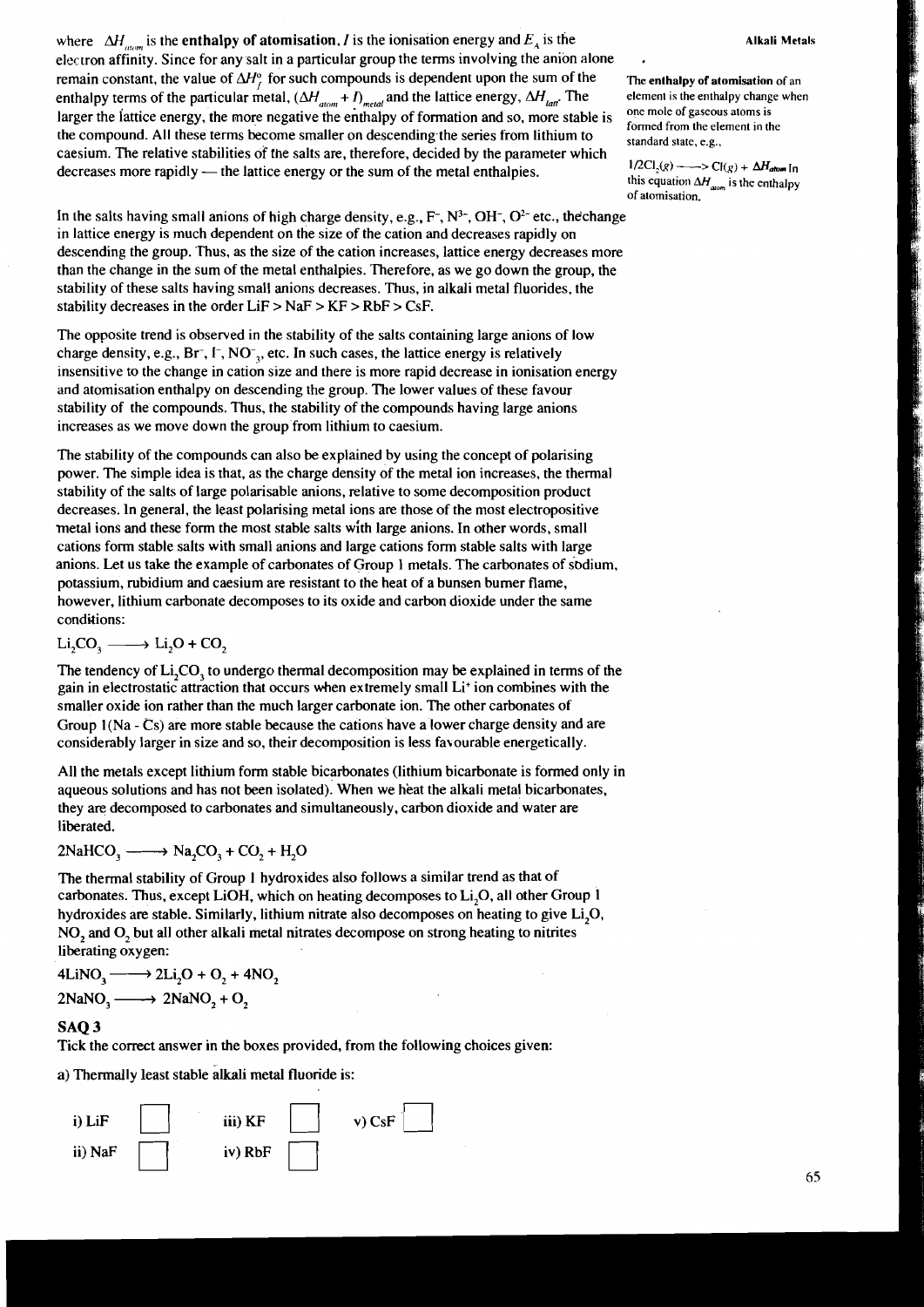where $\Delta H_{atom}$ is the **enthalpy of atomisation**, $I$ is the ionisation energy and $E_A$ is the electron affinity. Since for any salt in a particular group the terms involving the anion alone remain constant, the value of $\Delta H_f^o$ for such compounds is dependent upon the sum of the enthalpy terms of the particular metal, $(\Delta H_{atom} + I)_{metal}$ and the lattice energy, $\Delta H_{latt}$. The larger the lattice energy, the more negative the enthalpy of formation and so, more stable is the compound. All these terms become smaller on descending the series from lithium to caesium. The relative stabilities of the salts are, therefore, decided by the parameter which decreases more rapidly — the lattice energy or the sum of the metal enthalpies.

**The enthalpy of atomisation** of an element is the enthalpy change when one mole of gaseous atoms is formed from the element in the standard state, e.g.,

$1/2Cl_2(g) \longrightarrow Cl(g) + \Delta H_{atom}$ In this equation $\Delta H_{atom}$ is the enthalpy of atomisation.

In the salts having small anions of high charge density, e.g., $F^-$, $N^{3-}$, $OH^-$, $O^{2-}$ etc., the change in lattice energy is much dependent on the size of the cation and decreases rapidly on descending the group. Thus, as the size of the cation increases, lattice energy decreases more than the change in the sum of the metal enthalpies. Therefore, as we go down the group, the stability of these salts having small anions decreases. Thus, in alkali metal fluorides, the stability decreases in the order LiF > NaF > KF > RbF > CsF.

The opposite trend is observed in the stability of the salts containing large anions of low charge density, e.g., $Br^-$, $I^-$, $NO_3^-$, etc. In such cases, the lattice energy is relatively insensitive to the change in cation size and there is more rapid decrease in ionisation energy and atomisation enthalpy on descending the group. The lower values of these favour stability of the compounds. Thus, the stability of the compounds having large anions increases as we move down the group from lithium to caesium.

The stability of the compounds can also be explained by using the concept of polarising power. The simple idea is that, as the charge density of the metal ion increases, the thermal stability of the salts of large polarisable anions, relative to some decomposition product decreases. In general, the least polarising metal ions are those of the most electropositive metal ions and these form the most stable salts with large anions. In other words, small cations form stable salts with small anions and large cations form stable salts with large anions. Let us take the example of carbonates of Group 1 metals. The carbonates of sodium, potassium, rubidium and caesium are resistant to the heat of a bunsen burner flame, however, lithium carbonate decomposes to its oxide and carbon dioxide under the same conditions:

$$Li_2CO_3 \longrightarrow Li_2O + CO_2$$

The tendency of $Li_2CO_3$ to undergo thermal decomposition may be explained in terms of the gain in electrostatic attraction that occurs when extremely small $Li^+$ ion combines with the smaller oxide ion rather than the much larger carbonate ion. The other carbonates of Group 1(Na - Cs) are more stable because the cations have a lower charge density and are considerably larger in size and so, their decomposition is less favourable energetically.

All the metals except lithium form stable bicarbonates (lithium bicarbonate is formed only in aqueous solutions and has not been isolated). When we heat the alkali metal bicarbonates, they are decomposed to carbonates and simultaneously, carbon dioxide and water are liberated.

$$2NaHCO_3 \longrightarrow Na_2CO_3 + CO_2 + H_2O$$

The thermal stability of Group 1 hydroxides also follows a similar trend as that of carbonates. Thus, except LiOH, which on heating decomposes to $Li_2O$, all other Group 1 hydroxides are stable. Similarly, lithium nitrate also decomposes on heating to give $Li_2O$, $NO_2$ and $O_2$ but all other alkali metal nitrates decompose on strong heating to nitrites liberating oxygen:

$$4LiNO_3 \longrightarrow 2Li_2O + O_2 + 4NO_2$$

$$2NaNO_3 \longrightarrow 2NaNO_2 + O_2$$

### SAQ 3

Tick the correct answer in the boxes provided, from the following choices given:

a) Thermally least stable alkali metal fluoride is:

i) LiF ☐ iii) KF ☐ v) CsF ☐

ii) NaF ☐ iv) RbF ☐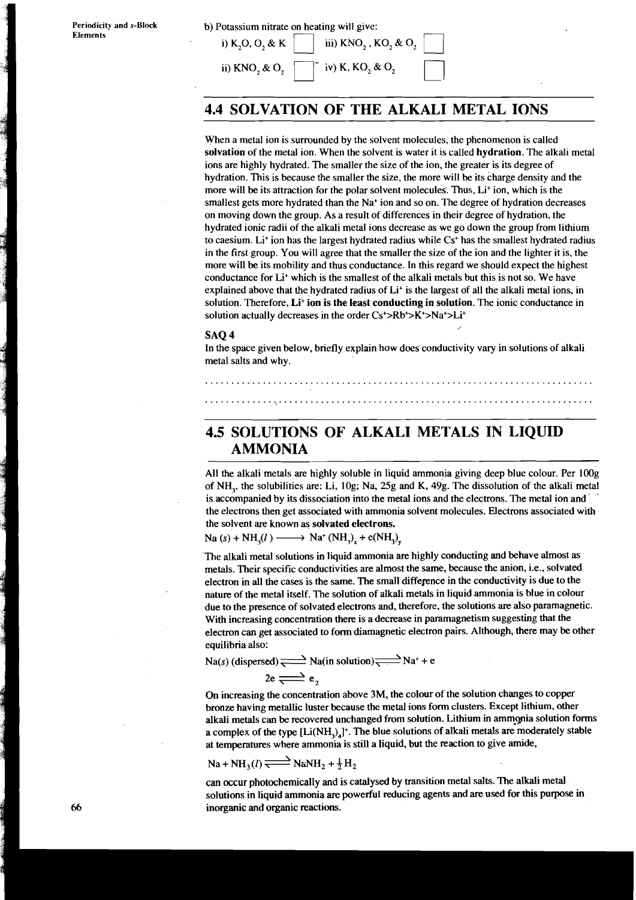b) Potassium nitrate on heating will give:

i) $K_2O$, $O_2$ & K ☐ iii) $KNO_2$, $KO_2$ & $O_2$ ☐

ii) $KNO_2$ & $O_2$ ☐ iv) K, $KO_2$ & $O_2$ ☐

## 4.4 SOLVATION OF THE ALKALI METAL IONS

When a metal ion is surrounded by the solvent molecules, the phenomenon is called **solvation** of the metal ion. When the solvent is water it is called **hydration**. The alkali metal ions are highly hydrated. The smaller the size of the ion, the greater is its degree of hydration. This is because the smaller the size, the more will be its charge density and the more will be its attraction for the polar solvent molecules. Thus, $Li^+$ ion, which is the smallest gets more hydrated than the $Na^+$ ion and so on. The degree of hydration decreases on moving down the group. As a result of differences in their degree of hydration, the hydrated ionic radii of the alkali metal ions decrease as we go down the group from lithium to caesium. $Li^+$ ion has the largest hydrated radius while $Cs^+$ has the smallest hydrated radius in the first group. You will agree that the smaller the size of the ion and the lighter it is, the more will be its mobility and thus conductance. In this regard we should expect the highest conductance for $Li^+$ which is the smallest of the alkali metals but this is not so. We have explained above that the hydrated radius of $Li^+$ is the largest of all the alkali metal ions, in solution. Therefore, **$Li^+$ ion is the least conducting in solution.** The ionic conductance in solution actually decreases in the order $Cs^+>Rb^+>K^+>Na^+>Li^+$

### SAQ 4

In the space given below, briefly explain how does conductivity vary in solutions of alkali metal salts and why.

..........................................................................................

..........................................................................................

## 4.5 SOLUTIONS OF ALKALI METALS IN LIQUID AMMONIA

All the alkali metals are highly soluble in liquid ammonia giving deep blue colour. Per 100g of $NH_3$, the solubilities are: Li, 10g; Na, 25g and K, 49g. The dissolution of the alkali metal is accompanied by its dissociation into the metal ions and the electrons. The metal ion and the electrons then get associated with ammonia solvent molecules. Electrons associated with the solvent are known as **solvated electrons.**

$$Na\,(s) + NH_3(l) \longrightarrow Na^+\,(NH_3)_x + e(NH_3)_y$$

The alkali metal solutions in liquid ammonia are highly conducting and behave almost as metals. Their specific conductivities are almost the same, because the anion, i.e., solvated electron in all the cases is the same. The small difference in the conductivity is due to the nature of the metal itself. The solution of alkali metals in liquid ammonia is blue in colour due to the presence of solvated electrons and, therefore, the solutions are also paramagnetic. With increasing concentration there is a decrease in paramagnetism suggesting that the electron can get associated to form diamagnetic electron pairs. Although, there may be other equilibria also:

$$Na(s)\ (\text{dispersed}) \rightleftharpoons Na(\text{in solution}) \rightleftharpoons Na^+ + e$$

$$2e \rightleftharpoons e_2$$

On increasing the concentration above 3M, the colour of the solution changes to copper bronze having metallic luster because the metal ions form clusters. Except lithium, other alkali metals can be recovered unchanged from solution. Lithium in ammonia solution forms a complex of the type $[Li(NH_3)_4]^+$. The blue solutions of alkali metals are moderately stable at temperatures where ammonia is still a liquid, but the reaction to give amide,

$$Na + NH_3(l) \rightleftharpoons NaNH_2 + \tfrac{1}{2}H_2$$

can occur photochemically and is catalysed by transition metal salts. The alkali metal solutions in liquid ammonia are powerful reducing agents and are used for this purpose in inorganic and organic reactions.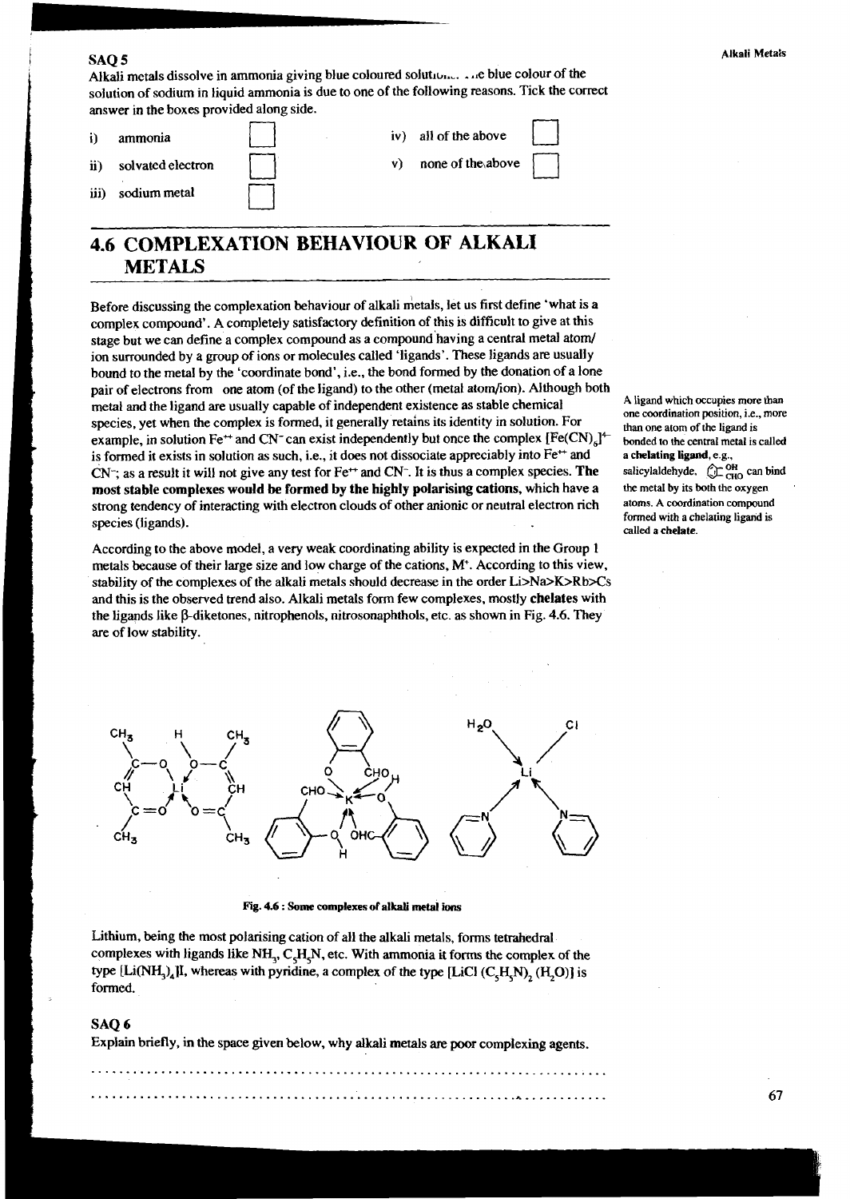**SAQ 5**

Alkali metals dissolve in ammonia giving blue coloured solutio... ...e blue colour of the solution of sodium in liquid ammonia is due to one of the following reasons. Tick the correct answer in the boxes provided along side.

i) ammonia ☐

ii) solvated electron ☐

iii) sodium metal ☐

iv) all of the above ☐

v) none of the above ☐

## 4.6 COMPLEXATION BEHAVIOUR OF ALKALI METALS

Before discussing the complexation behaviour of alkali metals, let us first define 'what is a complex compound'. A completely satisfactory definition of this is difficult to give at this stage but we can define a complex compound as a compound having a central metal atom/ion surrounded by a group of ions or molecules called 'ligands'. These ligands are usually bound to the metal by the 'coordinate bond', i.e., the bond formed by the donation of a lone pair of electrons from one atom (of the ligand) to the other (metal atom/ion). Although both metal and the ligand are usually capable of independent existence as stable chemical species, yet when the complex is formed, it generally retains its identity in solution. For example, in solution $Fe^{++}$ and $CN^-$ can exist independently but once the complex $[Fe(CN)_6]^{4-}$ is formed it exists in solution as such, i.e., it does not dissociate appreciably into $Fe^{++}$ and $CN^-$; as a result it will not give any test for $Fe^{++}$ and $CN^-$. It is thus a complex species. **The most stable complexes would be formed by the highly polarising cations**, which have a strong tendency of interacting with electron clouds of other anionic or neutral electron rich species (ligands).

A ligand which occupies more than one coordination position, i.e., more than one atom of the ligand is bonded to the central metal is called a **chelating ligand**, e.g., salicylaldehyde, can bind the metal by its both the oxygen atoms. A coordination compound formed with a chelating ligand is called a **chelate**.

According to the above model, a very weak coordinating ability is expected in the Group 1 metals because of their large size and low charge of the cations, $M^+$. According to this view, stability of the complexes of the alkali metals should decrease in the order Li>Na>K>Rb>Cs and this is the observed trend also. Alkali metals form few complexes, mostly **chelates** with the ligands like β-diketones, nitrophenols, nitrosonaphthols, etc. as shown in Fig. 4.6. They are of low stability.

Fig. 4.6 : Some complexes of alkali metal ions

Lithium, being the most polarising cation of all the alkali metals, forms tetrahedral complexes with ligands like $NH_3$, $C_5H_5N$, etc. With ammonia it forms the complex of the type $[Li(NH_3)_4]I$, whereas with pyridine, a complex of the type $[LiCl(C_5H_5N)_2(H_2O)]$ is formed.

**SAQ 6**

Explain briefly, in the space given below, why alkali metals are poor complexing agents.

..........................................................................................

..........................................................................................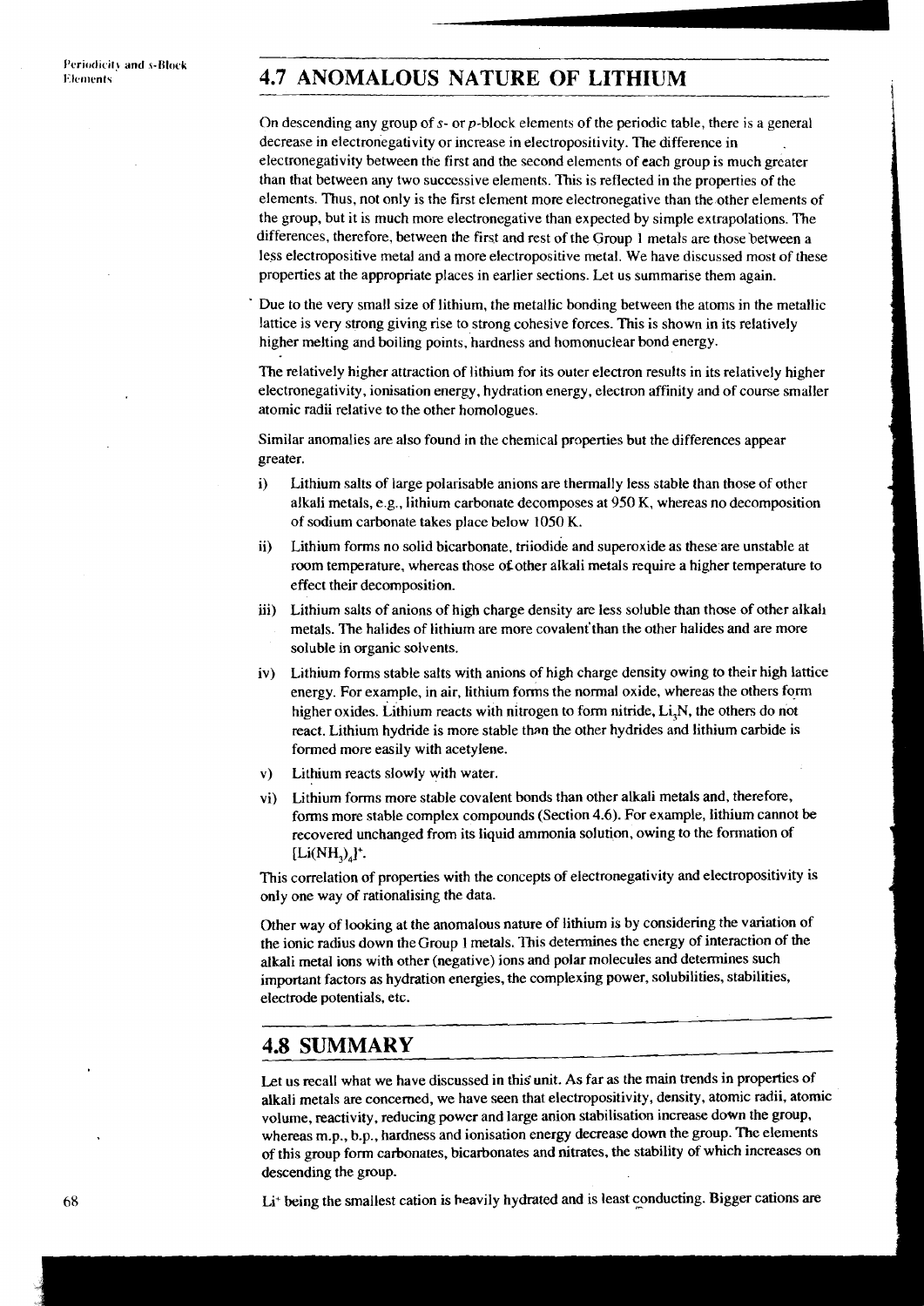## 4.7 ANOMALOUS NATURE OF LITHIUM

On descending any group of *s*- or *p*-block elements of the periodic table, there is a general decrease in electronegativity or increase in electropositivity. The difference in electronegativity between the first and the second elements of each group is much greater than that between any two successive elements. This is reflected in the properties of the elements. Thus, not only is the first element more electronegative than the other elements of the group, but it is much more electronegative than expected by simple extrapolations. The differences, therefore, between the first and rest of the Group 1 metals are those between a less electropositive metal and a more electropositive metal. We have discussed most of these properties at the appropriate places in earlier sections. Let us summarise them again.

Due to the very small size of lithium, the metallic bonding between the atoms in the metallic lattice is very strong giving rise to strong cohesive forces. This is shown in its relatively higher melting and boiling points, hardness and homonuclear bond energy.

The relatively higher attraction of lithium for its outer electron results in its relatively higher electronegativity, ionisation energy, hydration energy, electron affinity and of course smaller atomic radii relative to the other homologues.

Similar anomalies are also found in the chemical properties but the differences appear greater.

i) Lithium salts of large polarisable anions are thermally less stable than those of other alkali metals, e.g., lithium carbonate decomposes at 950 K, whereas no decomposition of sodium carbonate takes place below 1050 K.

ii) Lithium forms no solid bicarbonate, triiodide and superoxide as these are unstable at room temperature, whereas those of other alkali metals require a higher temperature to effect their decomposition.

iii) Lithium salts of anions of high charge density are less soluble than those of other alkali metals. The halides of lithium are more covalent than the other halides and are more soluble in organic solvents.

iv) Lithium forms stable salts with anions of high charge density owing to their high lattice energy. For example, in air, lithium forms the normal oxide, whereas the others form higher oxides. Lithium reacts with nitrogen to form nitride, $Li_3N$, the others do not react. Lithium hydride is more stable than the other hydrides and lithium carbide is formed more easily with acetylene.

v) Lithium reacts slowly with water.

vi) Lithium forms more stable covalent bonds than other alkali metals and, therefore, forms more stable complex compounds (Section 4.6). For example, lithium cannot be recovered unchanged from its liquid ammonia solution, owing to the formation of $[Li(NH_3)_4]^+$.

This correlation of properties with the concepts of electronegativity and electropositivity is only one way of rationalising the data.

Other way of looking at the anomalous nature of lithium is by considering the variation of the ionic radius down the Group 1 metals. This determines the energy of interaction of the alkali metal ions with other (negative) ions and polar molecules and determines such important factors as hydration energies, the complexing power, solubilities, stabilities, electrode potentials, etc.

## 4.8 SUMMARY

Let us recall what we have discussed in this unit. As far as the main trends in properties of alkali metals are concerned, we have seen that electropositivity, density, atomic radii, atomic volume, reactivity, reducing power and large anion stabilisation increase down the group, whereas m.p., b.p., hardness and ionisation energy decrease down the group. The elements of this group form carbonates, bicarbonates and nitrates, the stability of which increases on descending the group.

$Li^+$ being the smallest cation is heavily hydrated and is least conducting. Bigger cations are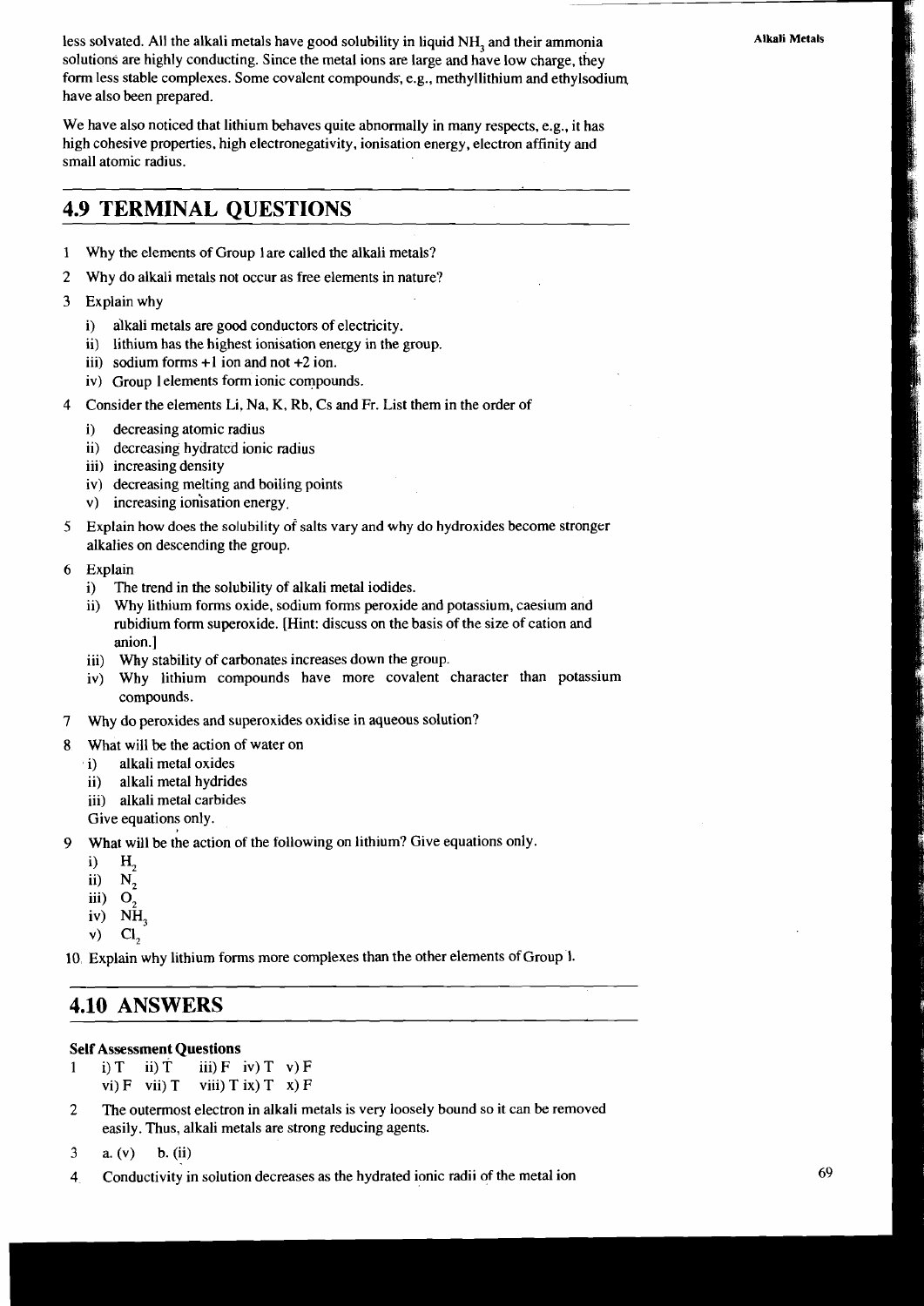less solvated. All the alkali metals have good solubility in liquid $NH_3$ and their ammonia solutions are highly conducting. Since the metal ions are large and have low charge, they form less stable complexes. Some covalent compounds, e.g., methyllithium and ethylsodium have also been prepared.

We have also noticed that lithium behaves quite abnormally in many respects, e.g., it has high cohesive properties, high electronegativity, ionisation energy, electron affinity and small atomic radius.

## 4.9 TERMINAL QUESTIONS

1 Why the elements of Group 1 are called the alkali metals?

2 Why do alkali metals not occur as free elements in nature?

3 Explain why
   i) alkali metals are good conductors of electricity.
   ii) lithium has the highest ionisation energy in the group.
   iii) sodium forms +1 ion and not +2 ion.
   iv) Group 1 elements form ionic compounds.

4 Consider the elements Li, Na, K, Rb, Cs and Fr. List them in the order of
   i) decreasing atomic radius
   ii) decreasing hydrated ionic radius
   iii) increasing density
   iv) decreasing melting and boiling points
   v) increasing ionisation energy.

5 Explain how does the solubility of salts vary and why do hydroxides become stronger alkalies on descending the group.

6 Explain
   i) The trend in the solubility of alkali metal iodides.
   ii) Why lithium forms oxide, sodium forms peroxide and potassium, caesium and rubidium form superoxide. [Hint: discuss on the basis of the size of cation and anion.]
   iii) Why stability of carbonates increases down the group.
   iv) Why lithium compounds have more covalent character than potassium compounds.

7 Why do peroxides and superoxides oxidise in aqueous solution?

8 What will be the action of water on
   i) alkali metal oxides
   ii) alkali metal hydrides
   iii) alkali metal carbides

   Give equations only.

9 What will be the action of the following on lithium? Give equations only.
   i) $H_2$
   ii) $N_2$
   iii) $O_2$
   iv) $NH_3$
   v) $Cl_2$

10 Explain why lithium forms more complexes than the other elements of Group 1.

## 4.10 ANSWERS

**Self Assessment Questions**

1 i) T ii) T iii) F iv) T v) F
   vi) F vii) T viii) T ix) T x) F

2 The outermost electron in alkali metals is very loosely bound so it can be removed easily. Thus, alkali metals are strong reducing agents.

3 a. (v) b. (ii)

4 Conductivity in solution decreases as the hydrated ionic radii of the metal ion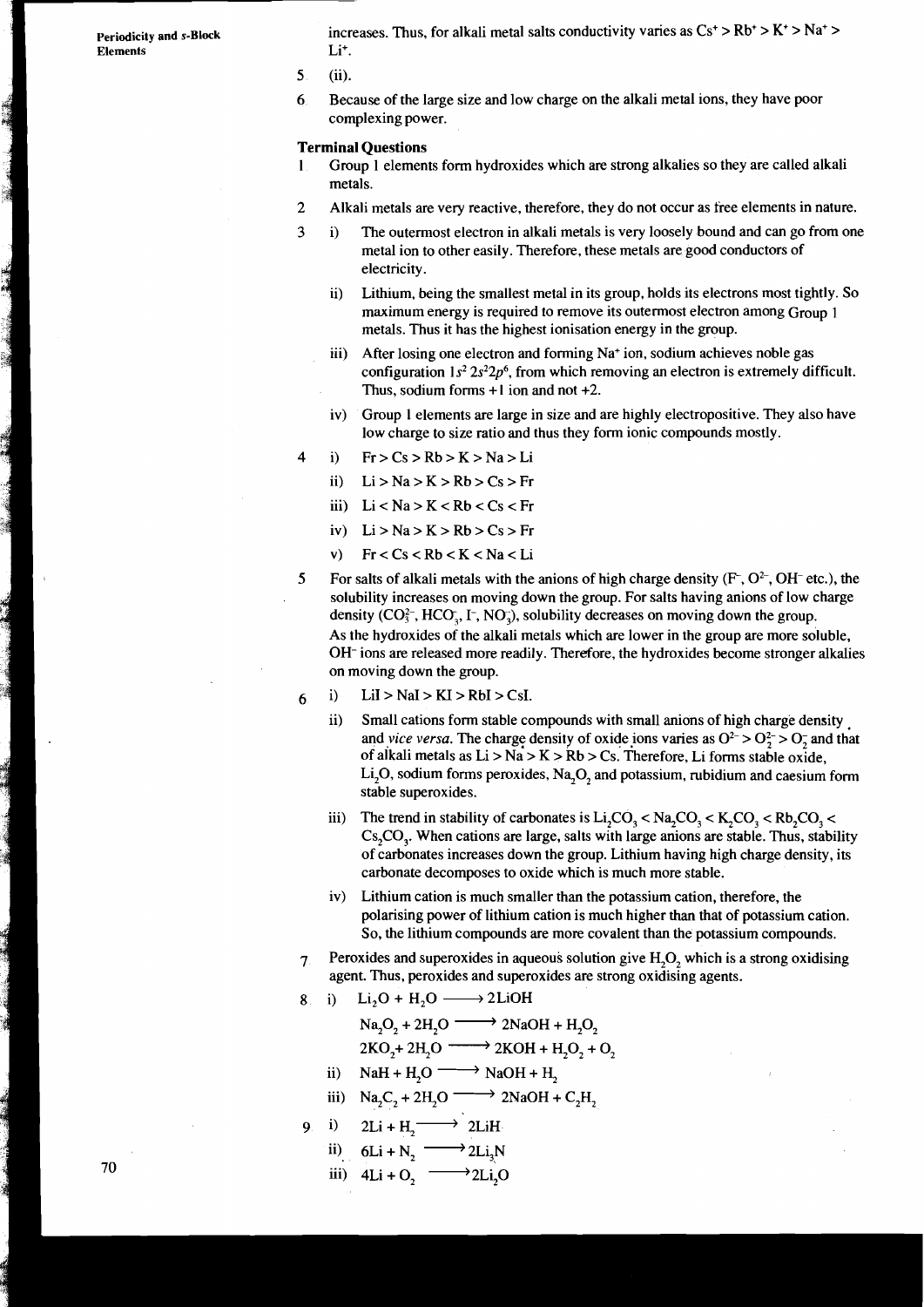increases. Thus, for alkali metal salts conductivity varies as $Cs^+ > Rb^+ > K^+ > Na^+ > Li^+$.

5 (ii).

6 Because of the large size and low charge on the alkali metal ions, they have poor complexing power.

**Terminal Questions**

1 Group 1 elements form hydroxides which are strong alkalies so they are called alkali metals.

2 Alkali metals are very reactive, therefore, they do not occur as free elements in nature.

3 i) The outermost electron in alkali metals is very loosely bound and can go from one metal ion to other easily. Therefore, these metals are good conductors of electricity.

   ii) Lithium, being the smallest metal in its group, holds its electrons most tightly. So maximum energy is required to remove its outermost electron among Group 1 metals. Thus it has the highest ionisation energy in the group.

   iii) After losing one electron and forming $Na^+$ ion, sodium achieves noble gas configuration $1s^2\,2s^2 2p^6$, from which removing an electron is extremely difficult. Thus, sodium forms +1 ion and not +2.

   iv) Group 1 elements are large in size and are highly electropositive. They also have low charge to size ratio and thus they form ionic compounds mostly.

4 i) Fr > Cs > Rb > K > Na > Li

   ii) Li > Na > K > Rb > Cs > Fr

   iii) Li < Na > K < Rb < Cs < Fr

   iv) Li > Na > K > Rb > Cs > Fr

   v) Fr < Cs < Rb < K < Na < Li

5 For salts of alkali metals with the anions of high charge density ($F^-$, $O^{2-}$, $OH^-$ etc.), the solubility increases on moving down the group. For salts having anions of low charge density ($CO_3^{2-}$, $HCO_3^-$, $I^-$, $NO_3^-$), solubility decreases on moving down the group. As the hydroxides of the alkali metals which are lower in the group are more soluble, $OH^-$ ions are released more readily. Therefore, the hydroxides become stronger alkalies on moving down the group.

6 i) LiI > NaI > KI > RbI > CsI.

   ii) Small cations form stable compounds with small anions of high charge density and *vice versa*. The charge density of oxide ions varies as $O^{2-} > O_2^{2-} > O_2^-$ and that of alkali metals as Li > Na > K > Rb > Cs. Therefore, Li forms stable oxide, $Li_2O$, sodium forms peroxides, $Na_2O_2$ and potassium, rubidium and caesium form stable superoxides.

   iii) The trend in stability of carbonates is $Li_2CO_3 < Na_2CO_3 < K_2CO_3 < Rb_2CO_3 < Cs_2CO_3$. When cations are large, salts with large anions are stable. Thus, stability of carbonates increases down the group. Lithium having high charge density, its carbonate decomposes to oxide which is much more stable.

   iv) Lithium cation is much smaller than the potassium cation, therefore, the polarising power of lithium cation is much higher than that of potassium cation. So, the lithium compounds are more covalent than the potassium compounds.

7 Peroxides and superoxides in aqueous solution give $H_2O_2$ which is a strong oxidising agent. Thus, peroxides and superoxides are strong oxidising agents.

8 i) $Li_2O + H_2O \longrightarrow 2LiOH$

   $Na_2O_2 + 2H_2O \longrightarrow 2NaOH + H_2O_2$

   $2KO_2 + 2H_2O \longrightarrow 2KOH + H_2O_2 + O_2$

   ii) $NaH + H_2O \longrightarrow NaOH + H_2$

   iii) $Na_2C_2 + 2H_2O \longrightarrow 2NaOH + C_2H_2$

9 i) $2Li + H_2 \longrightarrow 2LiH$

   ii) $6Li + N_2 \longrightarrow 2Li_3N$

   iii) $4Li + O_2 \longrightarrow 2Li_2O$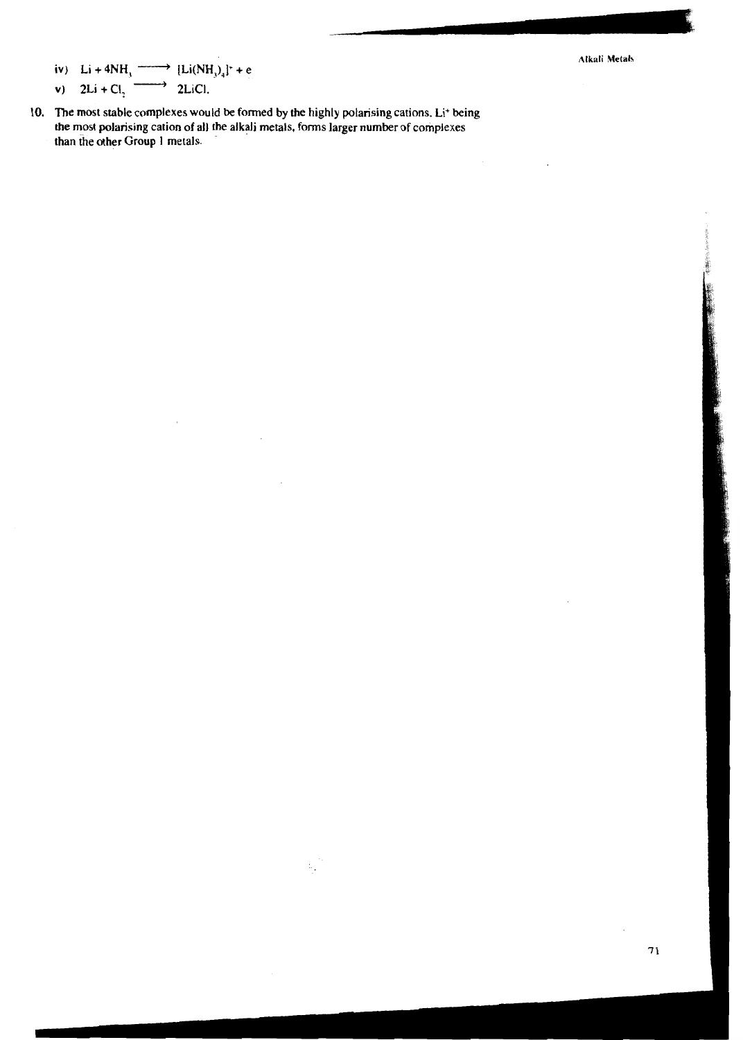iv) $Li + 4NH_3 \longrightarrow [Li(NH_3)_4]^+ + e$

v) $2Li + Cl_2 \longrightarrow 2LiCl$.

10. The most stable complexes would be formed by the highly polarising cations. $Li^+$ being the most polarising cation of all the alkali metals, forms larger number of complexes than the other Group 1 metals.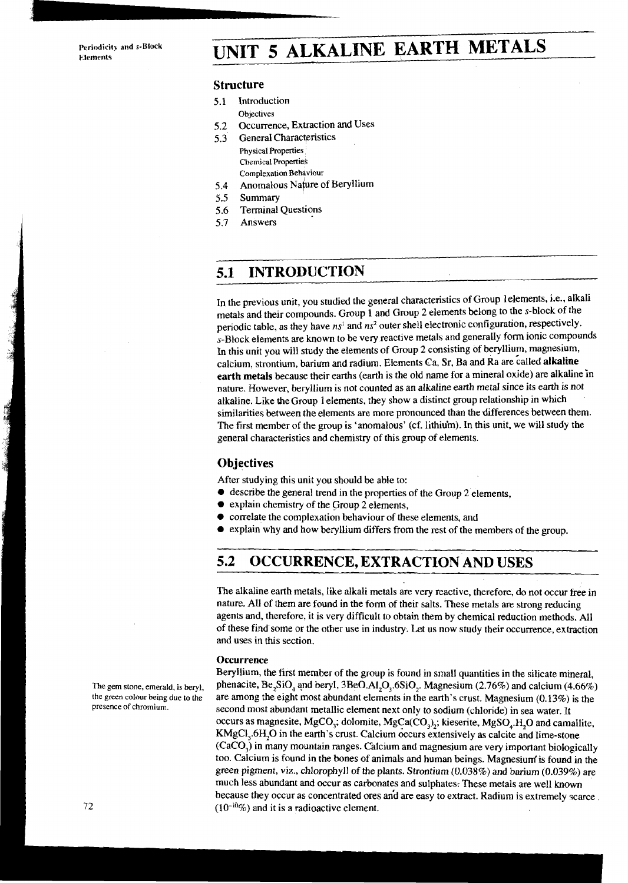# UNIT 5 ALKALINE EARTH METALS

### Structure

- 5.1 Introduction
  - Objectives
- 5.2 Occurrence, Extraction and Uses
- 5.3 General Characteristics
  - Physical Properties
  - Chemical Properties
  - Complexation Behaviour
- 5.4 Anomalous Nature of Beryllium
- 5.5 Summary
- 5.6 Terminal Questions
- 5.7 Answers

## 5.1 INTRODUCTION

In the previous unit, you studied the general characteristics of Group 1 elements, i.e., alkali metals and their compounds. Group 1 and Group 2 elements belong to the *s*-block of the periodic table, as they have $ns^1$ and $ns^2$ outer shell electronic configuration, respectively. *s*-Block elements are known to be very reactive metals and generally form ionic compounds In this unit you will study the elements of Group 2 consisting of beryllium, magnesium, calcium, strontium, barium and radium. Elements Ca, Sr, Ba and Ra are called **alkaline earth metals** because their earths (earth is the old name for a mineral oxide) are alkaline in nature. However, beryllium is not counted as an alkaline earth metal since its earth is not alkaline. Like the Group 1 elements, they show a distinct group relationship in which similarities between the elements are more pronounced than the differences between them. The first member of the group is 'anomalous' (cf. lithium). In this unit, we will study the general characteristics and chemistry of this group of elements.

### Objectives

After studying this unit you should be able to:

- describe the general trend in the properties of the Group 2 elements,
- explain chemistry of the Group 2 elements,
- correlate the complexation behaviour of these elements, and
- explain why and how beryllium differs from the rest of the members of the group.

## 5.2 OCCURRENCE, EXTRACTION AND USES

The alkaline earth metals, like alkali metals are very reactive, therefore, do not occur free in nature. All of them are found in the form of their salts. These metals are strong reducing agents and, therefore, it is very difficult to obtain them by chemical reduction methods. All of these find some or the other use in industry. Let us now study their occurrence, extraction and uses in this section.

#### Occurrence

Beryllium, the first member of the group is found in small quantities in the silicate mineral, phenacite, $Be_2SiO_4$ and beryl, $3BeO.Al_2O_3.6SiO_2$. Magnesium (2.76%) and calcium (4.66%) are among the eight most abundant elements in the earth's crust. Magnesium (0.13%) is the second most abundant metallic element next only to sodium (chloride) in sea water. It occurs as magnesite, $MgCO_3$; dolomite, $MgCa(CO_3)_2$; kieserite, $MgSO_4.H_2O$ and carnallite, $KMgCl_3.6H_2O$ in the earth's crust. Calcium occurs extensively as calcite and lime-stone ($CaCO_3$) in many mountain ranges. Calcium and magnesium are very important biologically too. Calcium is found in the bones of animals and human beings. Magnesium is found in the green pigment, *viz.*, chlorophyll of the plants. Strontium (0.038%) and barium (0.039%) are much less abundant and occur as carbonates and sulphates. These metals are well known because they occur as concentrated ores and are easy to extract. Radium is extremely scarce ($10^{-10}$%) and it is a radioactive element.

The gem stone, emerald, is beryl, the green colour being due to the presence of chromium.